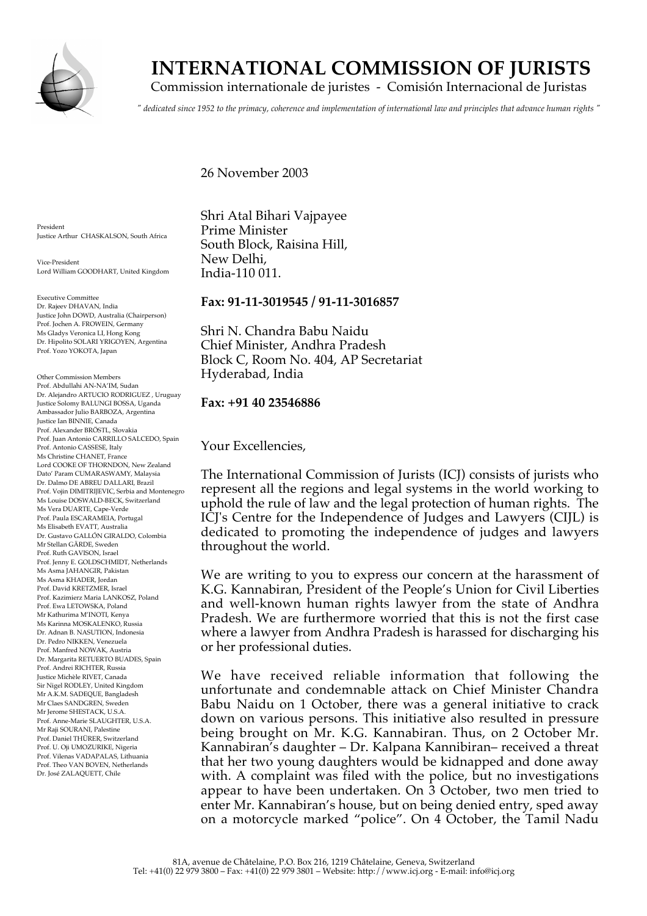# INTERNATIONAL COMMISSION OF JURISTS

Commission internationale de juristes - Comisión Internacional de Juristas

*" dedicated since 1952 to the primacy, coherence and implementation of international law and principles that advance human rights "*

President
Justice Arthur CHASKALSON, South Africa

Vice-President
Lord William GOODHART, United Kingdom

Executive Committee
Dr. Rajeev DHAVAN, India
Justice John DOWD, Australia (Chairperson)
Prof. Jochen A. FROWEIN, Germany
Ms Gladys Veronica LI, Hong Kong
Dr. Hipolito SOLARI YRIGOYEN, Argentina
Prof. Yozo YOKOTA, Japan

Other Commission Members
Prof. Abdullahi AN-NA'IM, Sudan
Dr. Alejandro ARTUCIO RODRIGUEZ , Uruguay
Justice Solomy BALUNGI BOSSA, Uganda
Ambassador Julio BARBOZA, Argentina
Justice Ian BINNIE, Canada
Prof. Alexander BRÖSTL, Slovakia
Prof. Juan Antonio CARRILLO SALCEDO, Spain
Prof. Antonio CASSESE, Italy
Ms Christine CHANET, France
Lord COOKE OF THORNDON, New Zealand
Dato' Param CUMARASWAMY, Malaysia
Dr. Dalmo DE ABREU DALLARI, Brazil
Prof. Vojin DIMITRIJEVIC, Serbia and Montenegro
Ms Louise DOSWALD-BECK, Switzerland
Ms Vera DUARTE, Cape-Verde
Prof. Paula ESCARAMEIA, Portugal
Ms Elisabeth EVATT, Australia
Dr. Gustavo GALLÓN GIRALDO, Colombia
Mr Stellan GÄRDE, Sweden
Prof. Ruth GAVISON, Israel
Prof. Jenny E. GOLDSCHMIDT, Netherlands
Ms Asma JAHANGIR, Pakistan
Ms Asma KHADER, Jordan
Prof. David KRETZMER, Israel
Prof. Kazimierz Maria LANKOSZ, Poland
Prof. Ewa LETOWSKA, Poland
Mr Kathurima M'INOTI, Kenya
Ms Karinna MOSKALENKO, Russia
Dr. Adnan B. NASUTION, Indonesia
Dr. Pedro NIKKEN, Venezuela
Prof. Manfred NOWAK, Austria
Dr. Margarita RETUERTO BUADES, Spain
Prof. Andrei RICHTER, Russia
Justice Michèle RIVET, Canada
Sir Nigel RODLEY, United Kingdom
Mr A.K.M. SADEQUE, Bangladesh
Mr Claes SANDGREN, Sweden
Mr Jerome SHESTACK, U.S.A.
Prof. Anne-Marie SLAUGHTER, U.S.A.
Mr Raji SOURANI, Palestine
Prof. Daniel THÜRER, Switzerland
Prof. U. Oji UMOZURIKE, Nigeria
Prof. Vilenas VADAPALAS, Lithuania
Prof. Theo VAN BOVEN, Netherlands
Dr. José ZALAQUETT, Chile

26 November 2003

Shri Atal Bihari Vajpayee
Prime Minister
South Block, Raisina Hill,
New Delhi,
India-110 011.

**Fax: 91-11-3019545 / 91-11-3016857**

Shri N. Chandra Babu Naidu
Chief Minister, Andhra Pradesh
Block C, Room No. 404, AP Secretariat
Hyderabad, India

**Fax: +91 40 23546886**

Your Excellencies,

The International Commission of Jurists (ICJ) consists of jurists who represent all the regions and legal systems in the world working to uphold the rule of law and the legal protection of human rights. The ICJ's Centre for the Independence of Judges and Lawyers (CIJL) is dedicated to promoting the independence of judges and lawyers throughout the world.

We are writing to you to express our concern at the harassment of K.G. Kannabiran, President of the People's Union for Civil Liberties and well-known human rights lawyer from the state of Andhra Pradesh. We are furthermore worried that this is not the first case where a lawyer from Andhra Pradesh is harassed for discharging his or her professional duties.

We have received reliable information that following the unfortunate and condemnable attack on Chief Minister Chandra Babu Naidu on 1 October, there was a general initiative to crack down on various persons. This initiative also resulted in pressure being brought on Mr. K.G. Kannabiran. Thus, on 2 October Mr. Kannabiran's daughter – Dr. Kalpana Kannibiran– received a threat that her two young daughters would be kidnapped and done away with. A complaint was filed with the police, but no investigations appear to have been undertaken. On 3 October, two men tried to enter Mr. Kannabiran's house, but on being denied entry, sped away on a motorcycle marked "police". On 4 October, the Tamil Nadu

81A, avenue de Châtelaine, P.O. Box 216, 1219 Châtelaine, Geneva, Switzerland
Tel: +41(0) 22 979 3800 – Fax: +41(0) 22 979 3801 – Website: http://www.icj.org - E-mail: info@icj.org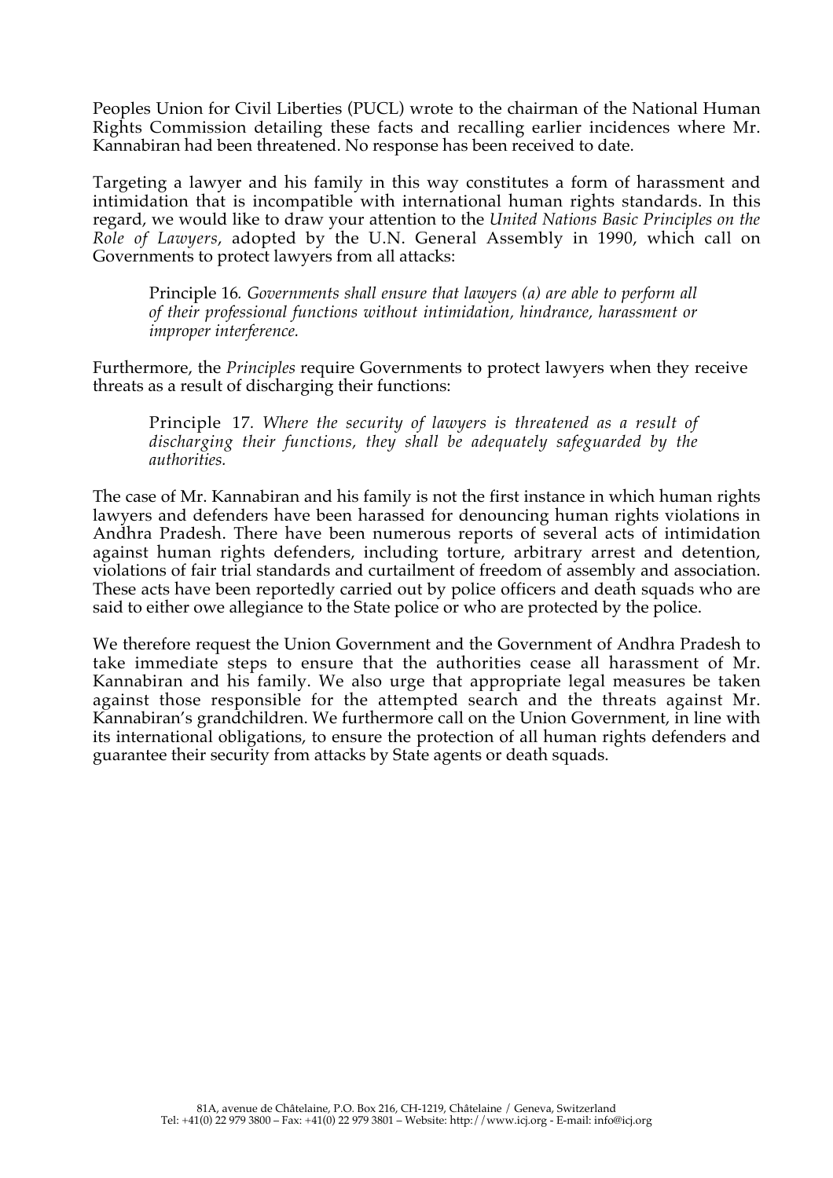Peoples Union for Civil Liberties (PUCL) wrote to the chairman of the National Human Rights Commission detailing these facts and recalling earlier incidences where Mr. Kannabiran had been threatened. No response has been received to date.

Targeting a lawyer and his family in this way constitutes a form of harassment and intimidation that is incompatible with international human rights standards. In this regard, we would like to draw your attention to the *United Nations Basic Principles on the Role of Lawyers*, adopted by the U.N. General Assembly in 1990, which call on Governments to protect lawyers from all attacks:

> Principle 16*. Governments shall ensure that lawyers (a) are able to perform all of their professional functions without intimidation, hindrance, harassment or improper interference.*

Furthermore, the *Principles* require Governments to protect lawyers when they receive threats as a result of discharging their functions:

> Principle 17. *Where the security of lawyers is threatened as a result of discharging their functions, they shall be adequately safeguarded by the authorities.*

The case of Mr. Kannabiran and his family is not the first instance in which human rights lawyers and defenders have been harassed for denouncing human rights violations in Andhra Pradesh. There have been numerous reports of several acts of intimidation against human rights defenders, including torture, arbitrary arrest and detention, violations of fair trial standards and curtailment of freedom of assembly and association. These acts have been reportedly carried out by police officers and death squads who are said to either owe allegiance to the State police or who are protected by the police.

We therefore request the Union Government and the Government of Andhra Pradesh to take immediate steps to ensure that the authorities cease all harassment of Mr. Kannabiran and his family. We also urge that appropriate legal measures be taken against those responsible for the attempted search and the threats against Mr. Kannabiran's grandchildren. We furthermore call on the Union Government, in line with its international obligations, to ensure the protection of all human rights defenders and guarantee their security from attacks by State agents or death squads.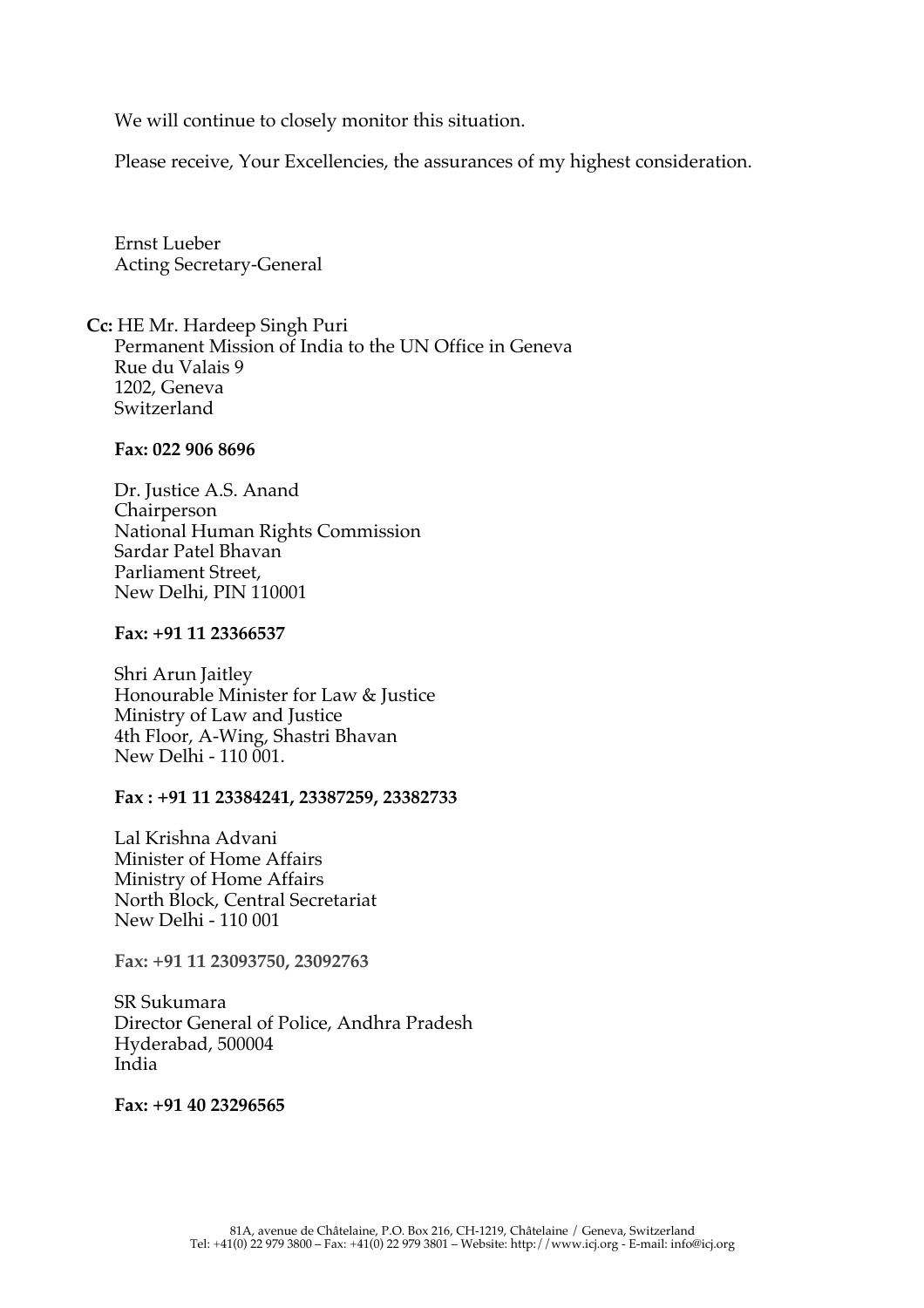We will continue to closely monitor this situation.

Please receive, Your Excellencies, the assurances of my highest consideration.

Ernst Lueber  
Acting Secretary-General

**Cc:** HE Mr. Hardeep Singh Puri  
Permanent Mission of India to the UN Office in Geneva  
Rue du Valais 9  
1202, Geneva  
Switzerland

**Fax: 022 906 8696**

Dr. Justice A.S. Anand  
Chairperson  
National Human Rights Commission  
Sardar Patel Bhavan  
Parliament Street,  
New Delhi, PIN 110001

**Fax: +91 11 23366537**

Shri Arun Jaitley  
Honourable Minister for Law & Justice  
Ministry of Law and Justice  
4th Floor, A-Wing, Shastri Bhavan  
New Delhi - 110 001.

**Fax : +91 11 23384241, 23387259, 23382733**

Lal Krishna Advani  
Minister of Home Affairs  
Ministry of Home Affairs  
North Block, Central Secretariat  
New Delhi - 110 001

**Fax: +91 11 23093750, 23092763**

SR Sukumara  
Director General of Police, Andhra Pradesh  
Hyderabad, 500004  
India

**Fax: +91 40 23296565**

81A, avenue de Châtelaine, P.O. Box 216, CH-1219, Châtelaine / Geneva, Switzerland  
Tel: +41(0) 22 979 3800 – Fax: +41(0) 22 979 3801 – Website: http://www.icj.org - E-mail: info@icj.org